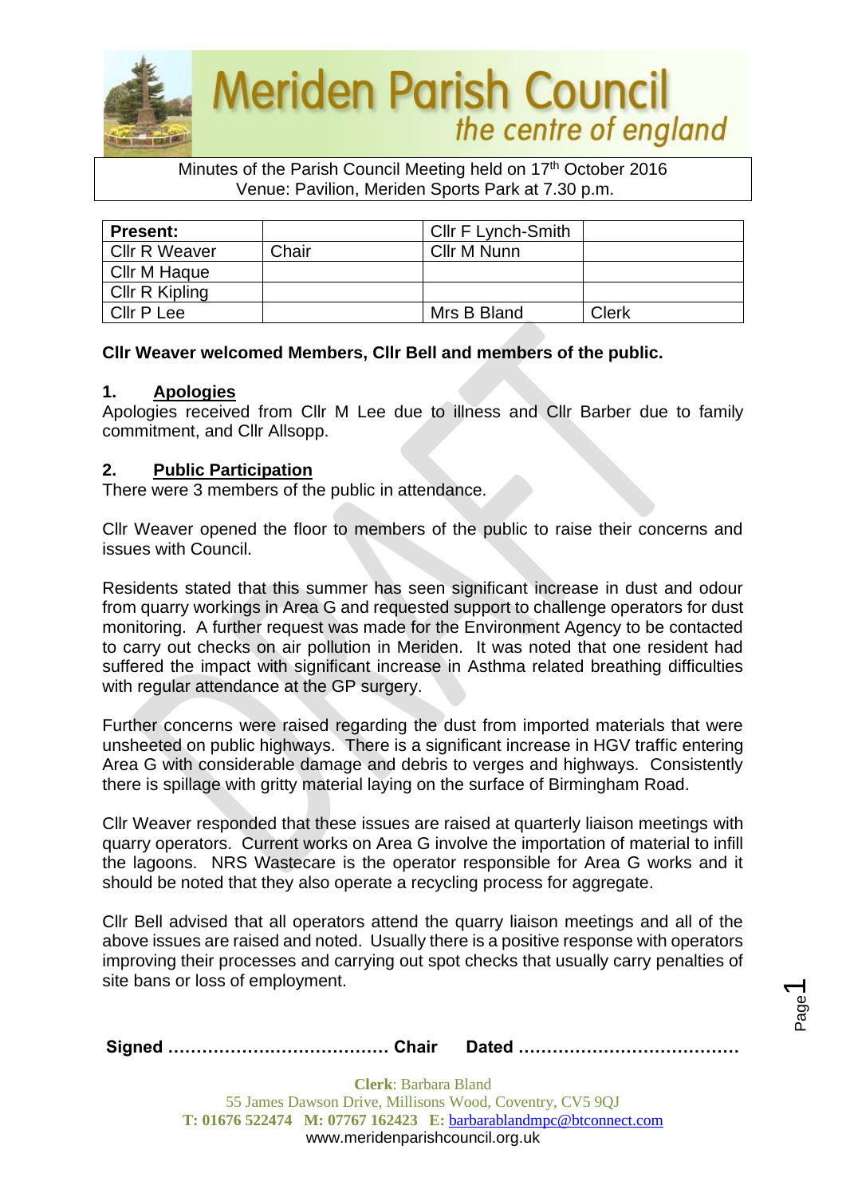# Meriden Parish Council

*the centre of england*

Minutes of the Parish Council Meeting held on 17th October 2016
Venue: Pavilion, Meriden Sports Park at 7.30 p.m.

| **Present:** | | Cllr F Lynch-Smith | |
|---|---|---|---|
| Cllr R Weaver | Chair | Cllr M Nunn | |
| Cllr M Haque | | | |
| Cllr R Kipling | | | |
| Cllr P Lee | | Mrs B Bland | Clerk |

**Cllr Weaver welcomed Members, Cllr Bell and members of the public.**

## 1. Apologies

Apologies received from Cllr M Lee due to illness and Cllr Barber due to family commitment, and Cllr Allsopp.

## 2. Public Participation

There were 3 members of the public in attendance.

Cllr Weaver opened the floor to members of the public to raise their concerns and issues with Council.

Residents stated that this summer has seen significant increase in dust and odour from quarry workings in Area G and requested support to challenge operators for dust monitoring. A further request was made for the Environment Agency to be contacted to carry out checks on air pollution in Meriden. It was noted that one resident had suffered the impact with significant increase in Asthma related breathing difficulties with regular attendance at the GP surgery.

Further concerns were raised regarding the dust from imported materials that were unsheeted on public highways. There is a significant increase in HGV traffic entering Area G with considerable damage and debris to verges and highways. Consistently there is spillage with gritty material laying on the surface of Birmingham Road.

Cllr Weaver responded that these issues are raised at quarterly liaison meetings with quarry operators. Current works on Area G involve the importation of material to infill the lagoons. NRS Wastecare is the operator responsible for Area G works and it should be noted that they also operate a recycling process for aggregate.

Cllr Bell advised that all operators attend the quarry liaison meetings and all of the above issues are raised and noted. Usually there is a positive response with operators improving their processes and carrying out spot checks that usually carry penalties of site bans or loss of employment.

**Signed ………………………………… Chair Dated …………………………………**

**Clerk**: Barbara Bland
55 James Dawson Drive, Millisons Wood, Coventry, CV5 9QJ
**T: 01676 522474 M: 07767 162423 E:** barbarablandmpc@btconnect.com
www.meridenparishcouncil.org.uk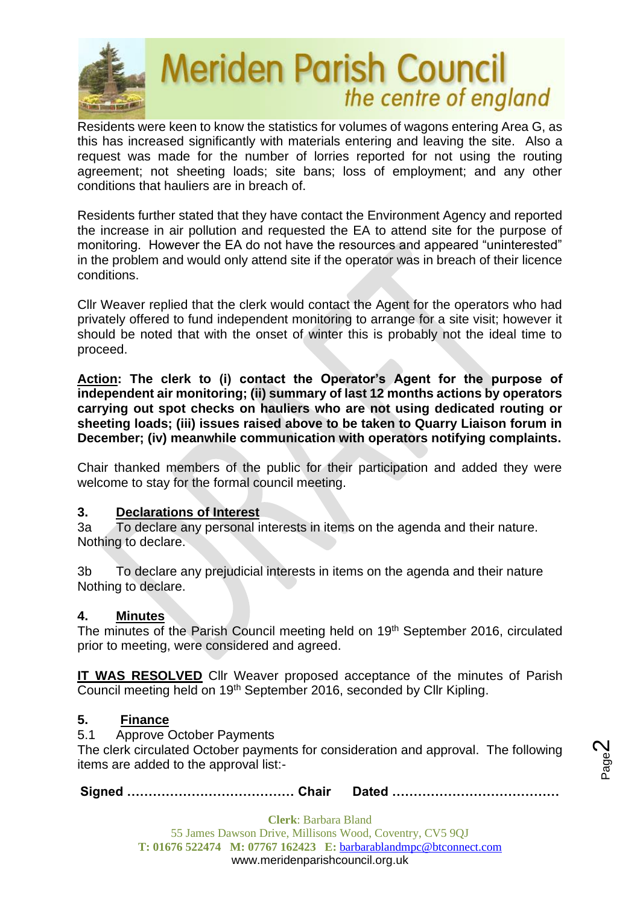Residents were keen to know the statistics for volumes of wagons entering Area G, as this has increased significantly with materials entering and leaving the site. Also a request was made for the number of lorries reported for not using the routing agreement; not sheeting loads; site bans; loss of employment; and any other conditions that hauliers are in breach of.

Residents further stated that they have contact the Environment Agency and reported the increase in air pollution and requested the EA to attend site for the purpose of monitoring. However the EA do not have the resources and appeared "uninterested" in the problem and would only attend site if the operator was in breach of their licence conditions.

Cllr Weaver replied that the clerk would contact the Agent for the operators who had privately offered to fund independent monitoring to arrange for a site visit; however it should be noted that with the onset of winter this is probably not the ideal time to proceed.

**Action: The clerk to (i) contact the Operator's Agent for the purpose of independent air monitoring; (ii) summary of last 12 months actions by operators carrying out spot checks on hauliers who are not using dedicated routing or sheeting loads; (iii) issues raised above to be taken to Quarry Liaison forum in December; (iv) meanwhile communication with operators notifying complaints.**

Chair thanked members of the public for their participation and added they were welcome to stay for the formal council meeting.

## 3. Declarations of Interest

3a To declare any personal interests in items on the agenda and their nature.
Nothing to declare.

3b To declare any prejudicial interests in items on the agenda and their nature
Nothing to declare.

## 4. Minutes

The minutes of the Parish Council meeting held on 19th September 2016, circulated prior to meeting, were considered and agreed.

**IT WAS RESOLVED** Cllr Weaver proposed acceptance of the minutes of Parish Council meeting held on 19th September 2016, seconded by Cllr Kipling.

## 5. Finance

5.1 Approve October Payments

The clerk circulated October payments for consideration and approval. The following items are added to the approval list:-

**Signed ………………………………… Chair Dated …………………………………**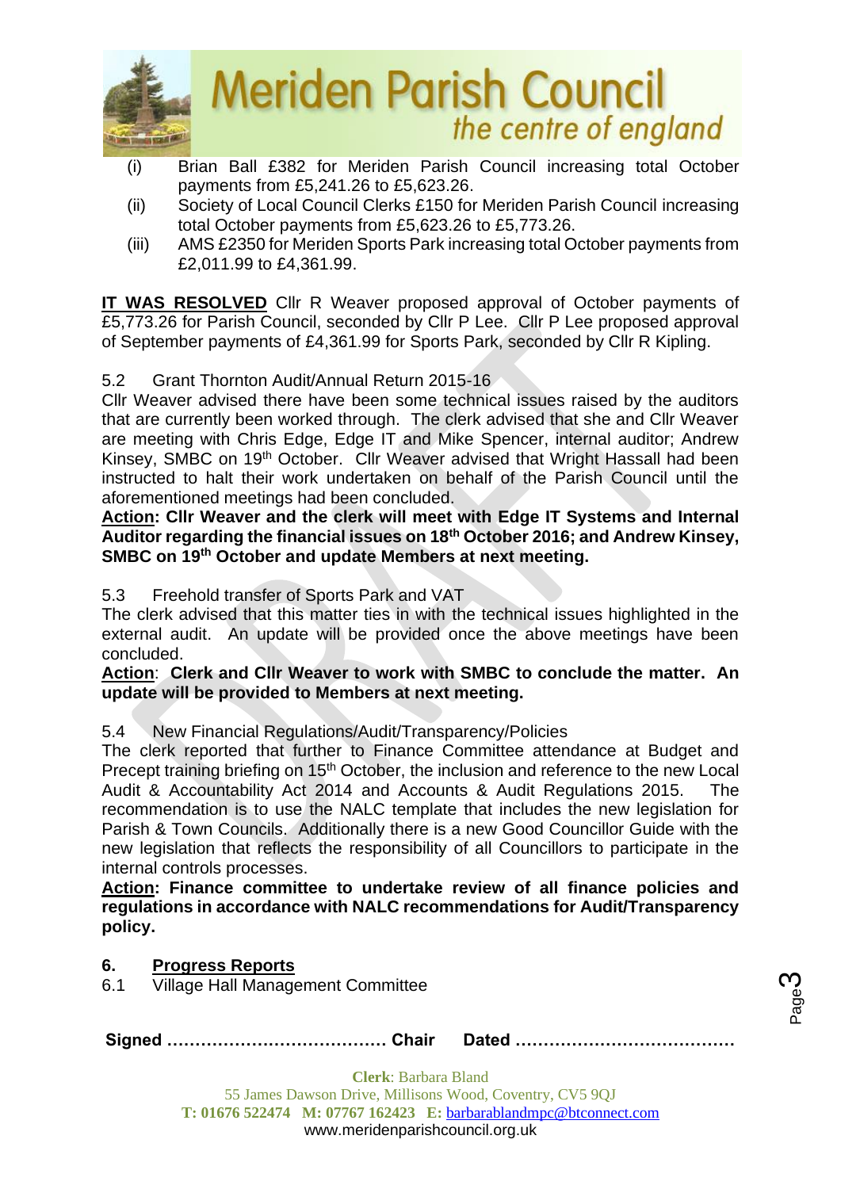(i) Brian Ball £382 for Meriden Parish Council increasing total October payments from £5,241.26 to £5,623.26.

(ii) Society of Local Council Clerks £150 for Meriden Parish Council increasing total October payments from £5,623.26 to £5,773.26.

(iii) AMS £2350 for Meriden Sports Park increasing total October payments from £2,011.99 to £4,361.99.

**IT WAS RESOLVED** Cllr R Weaver proposed approval of October payments of £5,773.26 for Parish Council, seconded by Cllr P Lee. Cllr P Lee proposed approval of September payments of £4,361.99 for Sports Park, seconded by Cllr R Kipling.

5.2 Grant Thornton Audit/Annual Return 2015-16

Cllr Weaver advised there have been some technical issues raised by the auditors that are currently been worked through. The clerk advised that she and Cllr Weaver are meeting with Chris Edge, Edge IT and Mike Spencer, internal auditor; Andrew Kinsey, SMBC on 19th October. Cllr Weaver advised that Wright Hassall had been instructed to halt their work undertaken on behalf of the Parish Council until the aforementioned meetings had been concluded.

**Action: Cllr Weaver and the clerk will meet with Edge IT Systems and Internal Auditor regarding the financial issues on 18th October 2016; and Andrew Kinsey, SMBC on 19th October and update Members at next meeting.**

5.3 Freehold transfer of Sports Park and VAT

The clerk advised that this matter ties in with the technical issues highlighted in the external audit. An update will be provided once the above meetings have been concluded.

**Action: Clerk and Cllr Weaver to work with SMBC to conclude the matter. An update will be provided to Members at next meeting.**

5.4 New Financial Regulations/Audit/Transparency/Policies

The clerk reported that further to Finance Committee attendance at Budget and Precept training briefing on 15th October, the inclusion and reference to the new Local Audit & Accountability Act 2014 and Accounts & Audit Regulations 2015. The recommendation is to use the NALC template that includes the new legislation for Parish & Town Councils. Additionally there is a new Good Councillor Guide with the new legislation that reflects the responsibility of all Councillors to participate in the internal controls processes.

**Action: Finance committee to undertake review of all finance policies and regulations in accordance with NALC recommendations for Audit/Transparency policy.**

## 6. Progress Reports

6.1 Village Hall Management Committee

**Signed ………………………………… Chair Dated …………………………………**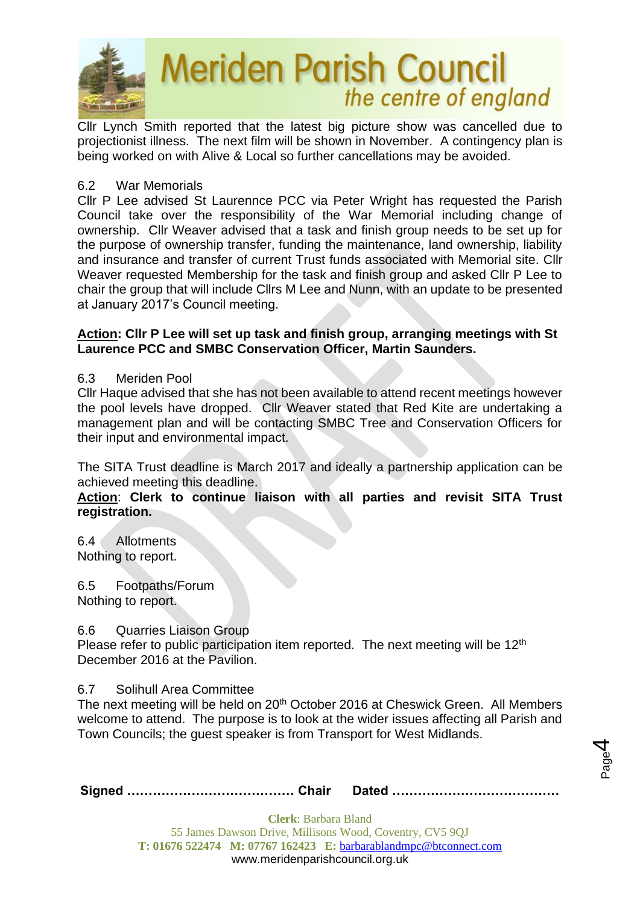Cllr Lynch Smith reported that the latest big picture show was cancelled due to projectionist illness. The next film will be shown in November. A contingency plan is being worked on with Alive & Local so further cancellations may be avoided.

6.2 War Memorials

Cllr P Lee advised St Laurennce PCC via Peter Wright has requested the Parish Council take over the responsibility of the War Memorial including change of ownership. Cllr Weaver advised that a task and finish group needs to be set up for the purpose of ownership transfer, funding the maintenance, land ownership, liability and insurance and transfer of current Trust funds associated with Memorial site. Cllr Weaver requested Membership for the task and finish group and asked Cllr P Lee to chair the group that will include Cllrs M Lee and Nunn, with an update to be presented at January 2017's Council meeting.

**Action: Cllr P Lee will set up task and finish group, arranging meetings with St Laurence PCC and SMBC Conservation Officer, Martin Saunders.**

6.3 Meriden Pool

Cllr Haque advised that she has not been available to attend recent meetings however the pool levels have dropped. Cllr Weaver stated that Red Kite are undertaking a management plan and will be contacting SMBC Tree and Conservation Officers for their input and environmental impact.

The SITA Trust deadline is March 2017 and ideally a partnership application can be achieved meeting this deadline.

**Action: Clerk to continue liaison with all parties and revisit SITA Trust registration.**

6.4 Allotments

Nothing to report.

6.5 Footpaths/Forum

Nothing to report.

6.6 Quarries Liaison Group

Please refer to public participation item reported. The next meeting will be 12th December 2016 at the Pavilion.

6.7 Solihull Area Committee

The next meeting will be held on 20th October 2016 at Cheswick Green. All Members welcome to attend. The purpose is to look at the wider issues affecting all Parish and Town Councils; the guest speaker is from Transport for West Midlands.

**Signed ……………………………… Chair Dated ………………………………**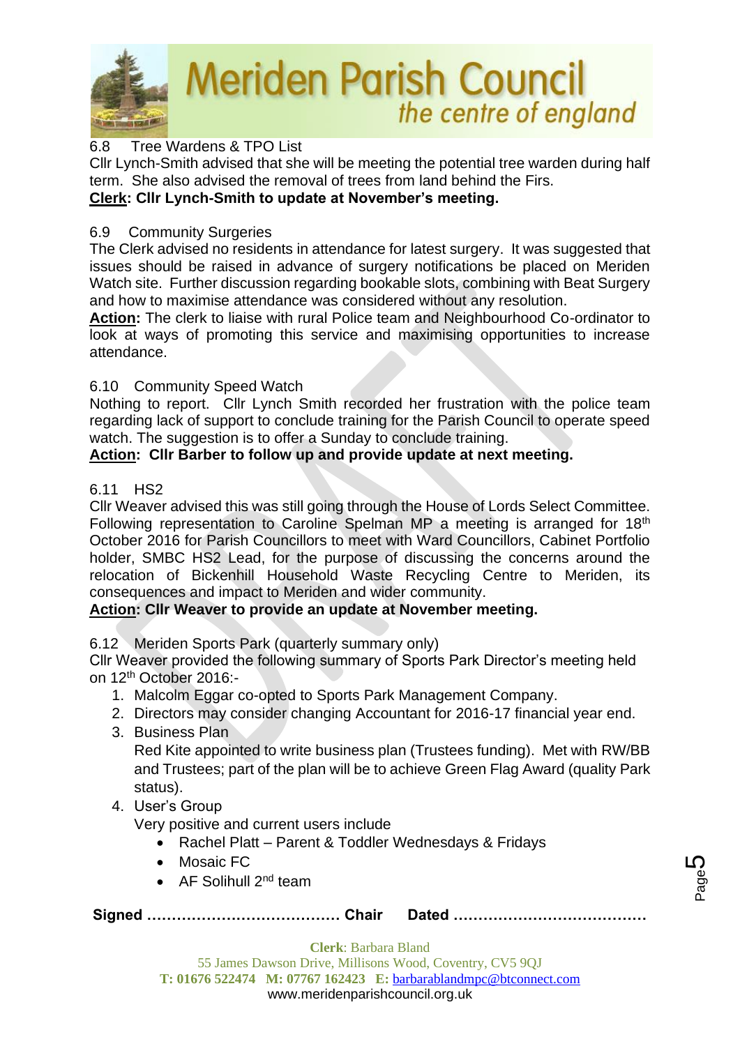6.8 Tree Wardens & TPO List

Cllr Lynch-Smith advised that she will be meeting the potential tree warden during half term. She also advised the removal of trees from land behind the Firs.

**<u>Clerk</u>: Cllr Lynch-Smith to update at November's meeting.**

6.9 Community Surgeries

The Clerk advised no residents in attendance for latest surgery. It was suggested that issues should be raised in advance of surgery notifications be placed on Meriden Watch site. Further discussion regarding bookable slots, combining with Beat Surgery and how to maximise attendance was considered without any resolution.

**<u>Action</u>:** The clerk to liaise with rural Police team and Neighbourhood Co-ordinator to look at ways of promoting this service and maximising opportunities to increase attendance.

6.10 Community Speed Watch

Nothing to report. Cllr Lynch Smith recorded her frustration with the police team regarding lack of support to conclude training for the Parish Council to operate speed watch. The suggestion is to offer a Sunday to conclude training.

**<u>Action</u>: Cllr Barber to follow up and provide update at next meeting.**

6.11 HS2

Cllr Weaver advised this was still going through the House of Lords Select Committee. Following representation to Caroline Spelman MP a meeting is arranged for 18th October 2016 for Parish Councillors to meet with Ward Councillors, Cabinet Portfolio holder, SMBC HS2 Lead, for the purpose of discussing the concerns around the relocation of Bickenhill Household Waste Recycling Centre to Meriden, its consequences and impact to Meriden and wider community.

**<u>Action</u>: Cllr Weaver to provide an update at November meeting.**

6.12 Meriden Sports Park (quarterly summary only)

Cllr Weaver provided the following summary of Sports Park Director's meeting held on 12th October 2016:-

1. Malcolm Eggar co-opted to Sports Park Management Company.
2. Directors may consider changing Accountant for 2016-17 financial year end.
3. Business Plan
   Red Kite appointed to write business plan (Trustees funding). Met with RW/BB and Trustees; part of the plan will be to achieve Green Flag Award (quality Park status).
4. User's Group
   Very positive and current users include
   - Rachel Platt – Parent & Toddler Wednesdays & Fridays
   - Mosaic FC
   - AF Solihull 2nd team

**Signed ………………………………… Chair Dated …………………………………**

**Clerk**: Barbara Bland
55 James Dawson Drive, Millisons Wood, Coventry, CV5 9QJ
**T: 01676 522474 M: 07767 162423 E:** barbarablandmpc@btconnect.com
www.meridenparishcouncil.org.uk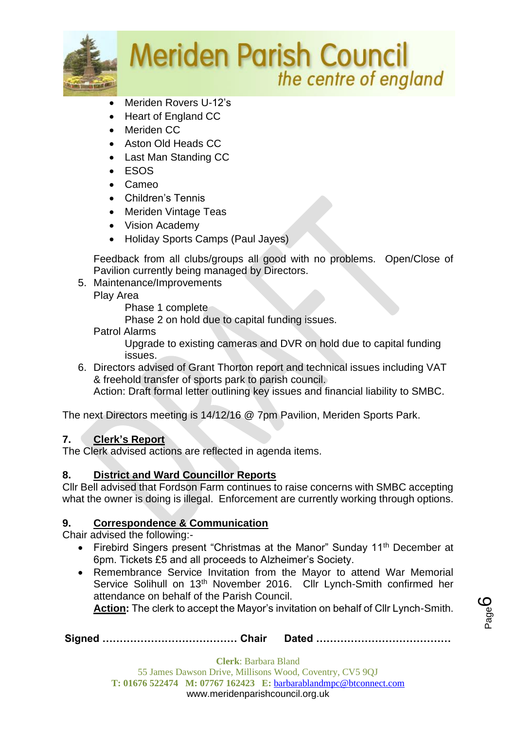- Meriden Rovers U-12's
- Heart of England CC
- Meriden CC
- Aston Old Heads CC
- Last Man Standing CC
- ESOS
- Cameo
- Children's Tennis
- Meriden Vintage Teas
- Vision Academy
- Holiday Sports Camps (Paul Jayes)

Feedback from all clubs/groups all good with no problems. Open/Close of Pavilion currently being managed by Directors.

5. Maintenance/Improvements

   Play Area

   Phase 1 complete

   Phase 2 on hold due to capital funding issues.

   Patrol Alarms

   Upgrade to existing cameras and DVR on hold due to capital funding issues.

6. Directors advised of Grant Thorton report and technical issues including VAT & freehold transfer of sports park to parish council.

   Action: Draft formal letter outlining key issues and financial liability to SMBC.

The next Directors meeting is 14/12/16 @ 7pm Pavilion, Meriden Sports Park.

**7. Clerk's Report**

The Clerk advised actions are reflected in agenda items.

**8. District and Ward Councillor Reports**

Cllr Bell advised that Fordson Farm continues to raise concerns with SMBC accepting what the owner is doing is illegal. Enforcement are currently working through options.

**9. Correspondence & Communication**

Chair advised the following:-

- Firebird Singers present "Christmas at the Manor" Sunday 11th December at 6pm. Tickets £5 and all proceeds to Alzheimer's Society.
- Remembrance Service Invitation from the Mayor to attend War Memorial Service Solihull on 13th November 2016. Cllr Lynch-Smith confirmed her attendance on behalf of the Parish Council.

  **Action:** The clerk to accept the Mayor's invitation on behalf of Cllr Lynch-Smith.

**Signed ………………………………… Chair Dated …………………………………**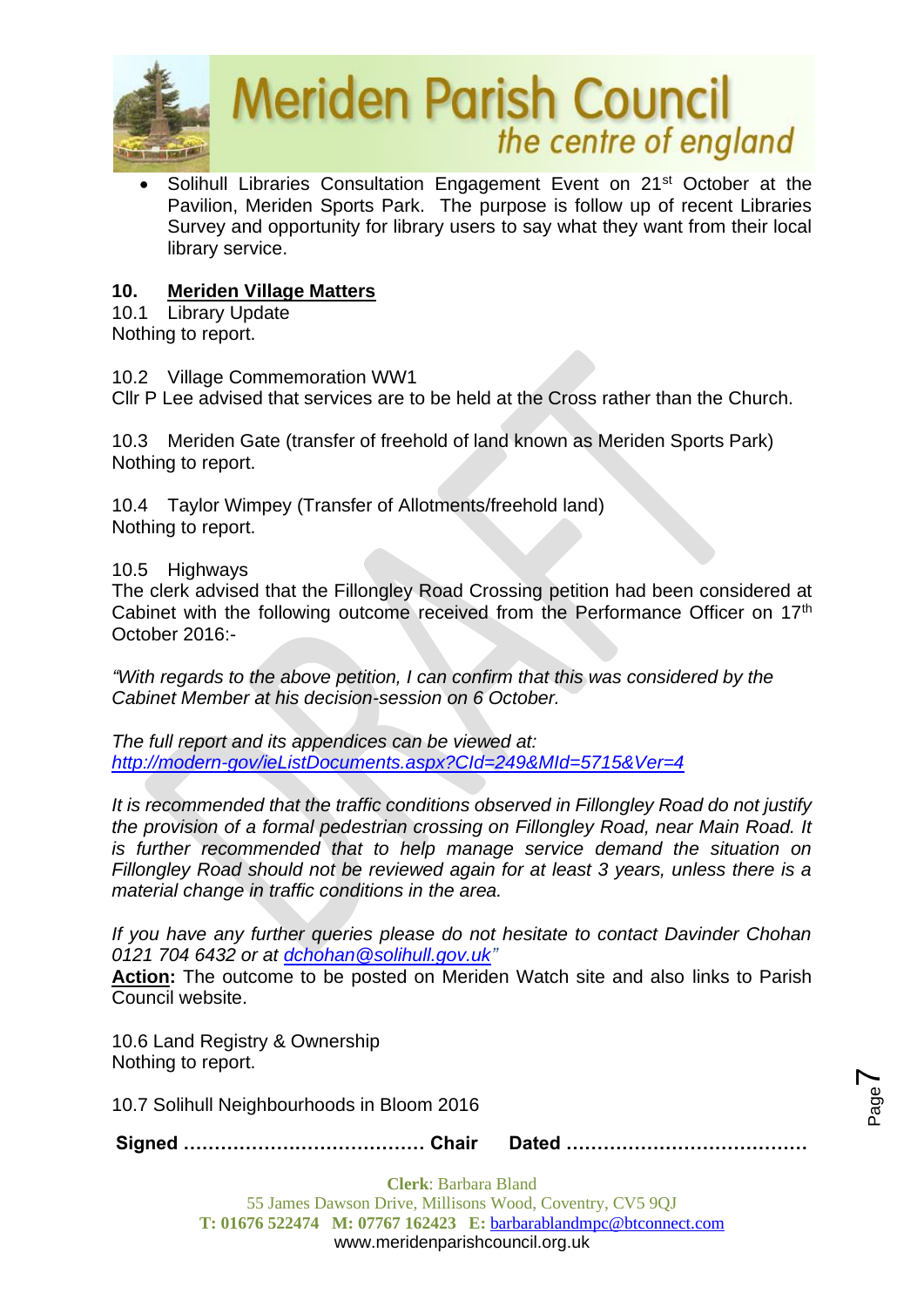- Solihull Libraries Consultation Engagement Event on 21st October at the Pavilion, Meriden Sports Park. The purpose is follow up of recent Libraries Survey and opportunity for library users to say what they want from their local library service.

## 10. Meriden Village Matters

10.1 Library Update
Nothing to report.

10.2 Village Commemoration WW1
Cllr P Lee advised that services are to be held at the Cross rather than the Church.

10.3 Meriden Gate (transfer of freehold of land known as Meriden Sports Park)
Nothing to report.

10.4 Taylor Wimpey (Transfer of Allotments/freehold land)
Nothing to report.

10.5 Highways
The clerk advised that the Fillongley Road Crossing petition had been considered at Cabinet with the following outcome received from the Performance Officer on 17th October 2016:-

*"With regards to the above petition, I can confirm that this was considered by the Cabinet Member at his decision-session on 6 October.*

*The full report and its appendices can be viewed at:*
*http://modern-gov/ieListDocuments.aspx?CId=249&MId=5715&Ver=4*

*It is recommended that the traffic conditions observed in Fillongley Road do not justify the provision of a formal pedestrian crossing on Fillongley Road, near Main Road. It is further recommended that to help manage service demand the situation on Fillongley Road should not be reviewed again for at least 3 years, unless there is a material change in traffic conditions in the area.*

*If you have any further queries please do not hesitate to contact Davinder Chohan 0121 704 6432 or at dchohan@solihull.gov.uk"*
**Action:** The outcome to be posted on Meriden Watch site and also links to Parish Council website.

10.6 Land Registry & Ownership
Nothing to report.

10.7 Solihull Neighbourhoods in Bloom 2016

**Signed ………………………………… Chair Dated …………………………………**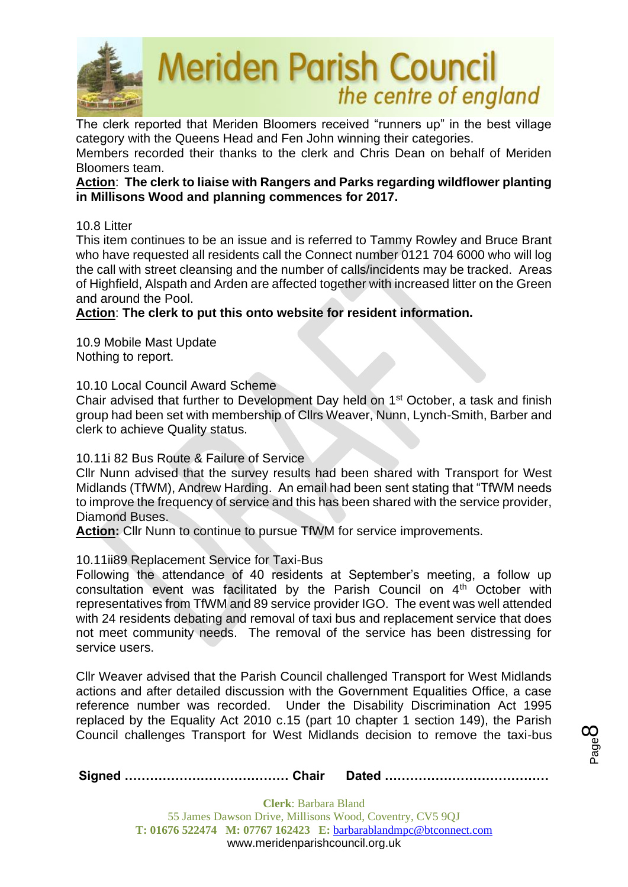The clerk reported that Meriden Bloomers received "runners up" in the best village category with the Queens Head and Fen John winning their categories.
Members recorded their thanks to the clerk and Chris Dean on behalf of Meriden Bloomers team.

**Action**: **The clerk to liaise with Rangers and Parks regarding wildflower planting in Millisons Wood and planning commences for 2017.**

10.8 Litter
This item continues to be an issue and is referred to Tammy Rowley and Bruce Brant who have requested all residents call the Connect number 0121 704 6000 who will log the call with street cleansing and the number of calls/incidents may be tracked. Areas of Highfield, Alspath and Arden are affected together with increased litter on the Green and around the Pool.

**Action**: **The clerk to put this onto website for resident information.**

10.9 Mobile Mast Update
Nothing to report.

10.10 Local Council Award Scheme
Chair advised that further to Development Day held on 1st October, a task and finish group had been set with membership of Cllrs Weaver, Nunn, Lynch-Smith, Barber and clerk to achieve Quality status.

10.11i 82 Bus Route & Failure of Service
Cllr Nunn advised that the survey results had been shared with Transport for West Midlands (TfWM), Andrew Harding. An email had been sent stating that "TfWM needs to improve the frequency of service and this has been shared with the service provider, Diamond Buses.

**Action:** Cllr Nunn to continue to pursue TfWM for service improvements.

10.11ii89 Replacement Service for Taxi-Bus
Following the attendance of 40 residents at September's meeting, a follow up consultation event was facilitated by the Parish Council on 4th October with representatives from TfWM and 89 service provider IGO. The event was well attended with 24 residents debating and removal of taxi bus and replacement service that does not meet community needs. The removal of the service has been distressing for service users.

Cllr Weaver advised that the Parish Council challenged Transport for West Midlands actions and after detailed discussion with the Government Equalities Office, a case reference number was recorded. Under the Disability Discrimination Act 1995 replaced by the Equality Act 2010 c.15 (part 10 chapter 1 section 149), the Parish Council challenges Transport for West Midlands decision to remove the taxi-bus

**Signed ………………………………… Chair Dated …………………………………**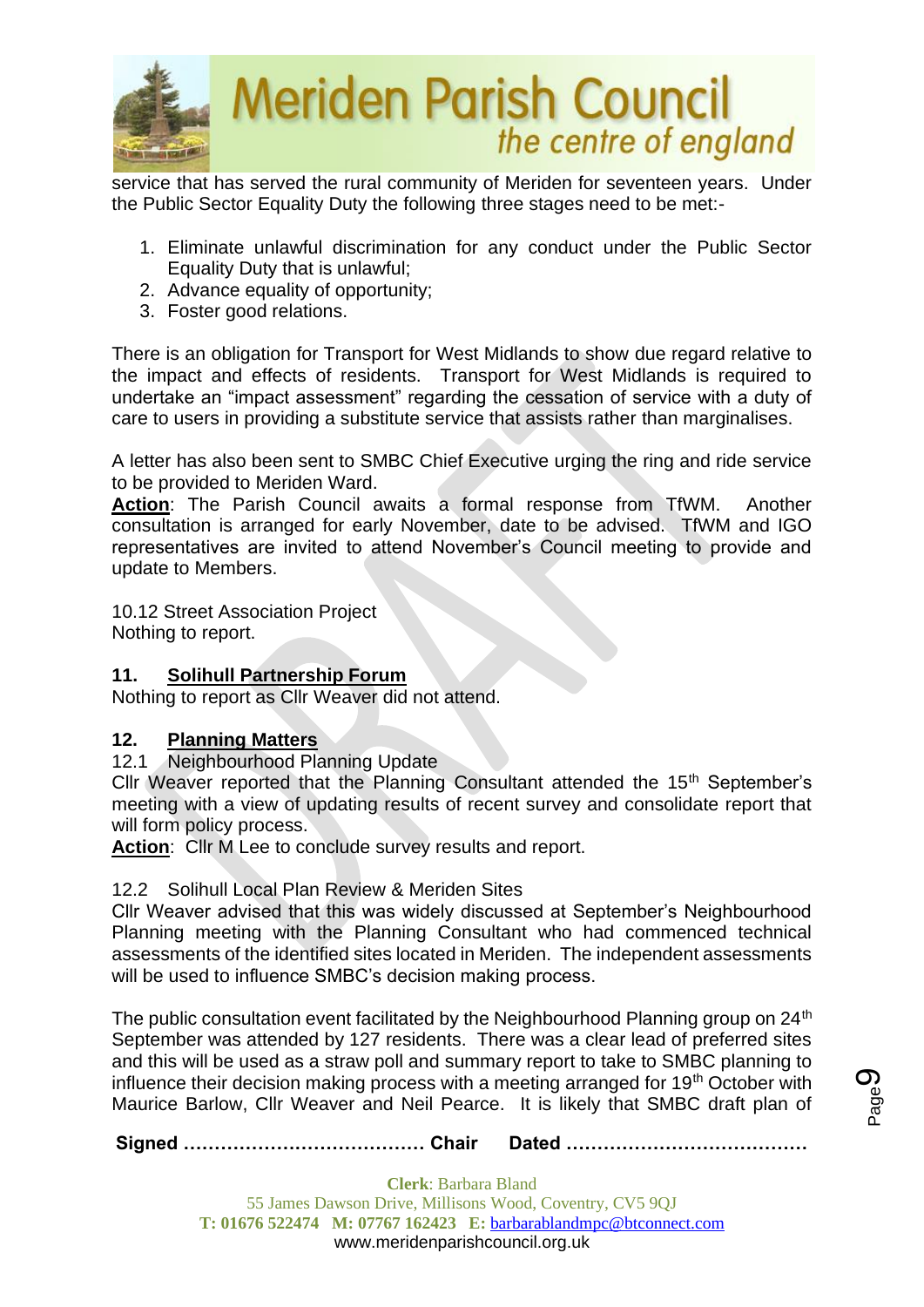service that has served the rural community of Meriden for seventeen years. Under the Public Sector Equality Duty the following three stages need to be met:-

1. Eliminate unlawful discrimination for any conduct under the Public Sector Equality Duty that is unlawful;
2. Advance equality of opportunity;
3. Foster good relations.

There is an obligation for Transport for West Midlands to show due regard relative to the impact and effects of residents. Transport for West Midlands is required to undertake an "impact assessment" regarding the cessation of service with a duty of care to users in providing a substitute service that assists rather than marginalises.

A letter has also been sent to SMBC Chief Executive urging the ring and ride service to be provided to Meriden Ward.

**Action**: The Parish Council awaits a formal response from TfWM. Another consultation is arranged for early November, date to be advised. TfWM and IGO representatives are invited to attend November's Council meeting to provide and update to Members.

10.12 Street Association Project
Nothing to report.

## 11. Solihull Partnership Forum

Nothing to report as Cllr Weaver did not attend.

## 12. Planning Matters

12.1 Neighbourhood Planning Update
Cllr Weaver reported that the Planning Consultant attended the 15th September's meeting with a view of updating results of recent survey and consolidate report that will form policy process.
**Action**: Cllr M Lee to conclude survey results and report.

12.2 Solihull Local Plan Review & Meriden Sites
Cllr Weaver advised that this was widely discussed at September's Neighbourhood Planning meeting with the Planning Consultant who had commenced technical assessments of the identified sites located in Meriden. The independent assessments will be used to influence SMBC's decision making process.

The public consultation event facilitated by the Neighbourhood Planning group on 24th September was attended by 127 residents. There was a clear lead of preferred sites and this will be used as a straw poll and summary report to take to SMBC planning to influence their decision making process with a meeting arranged for 19th October with Maurice Barlow, Cllr Weaver and Neil Pearce. It is likely that SMBC draft plan of

**Signed ………………………………… Chair Dated …………………………………**

**Clerk**: Barbara Bland
55 James Dawson Drive, Millisons Wood, Coventry, CV5 9QJ
**T:** 01676 522474 **M:** 07767 162423 **E:** barbarablandmpc@btconnect.com
www.meridenparishcouncil.org.uk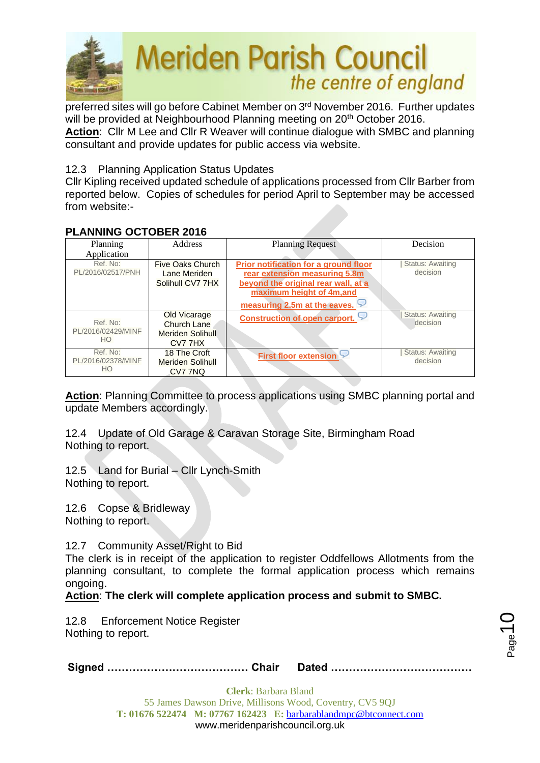preferred sites will go before Cabinet Member on 3rd November 2016. Further updates will be provided at Neighbourhood Planning meeting on 20th October 2016.
**Action**: Cllr M Lee and Cllr R Weaver will continue dialogue with SMBC and planning consultant and provide updates for public access via website.

12.3 Planning Application Status Updates
Cllr Kipling received updated schedule of applications processed from Cllr Barber from reported below. Copies of schedules for period April to September may be accessed from website:-

**PLANNING OCTOBER 2016**

| Planning Application | Address | Planning Request | Decision |
|---|---|---|---|
| Ref. No: PL/2016/02517/PNH | Five Oaks Church Lane Meriden Solihull CV7 7HX | Prior notification for a ground floor rear extension measuring 5.8m beyond the original rear wall, at a maximum height of 4m,and measuring 2.5m at the eaves. | Status: Awaiting decision |
| Ref. No: PL/2016/02429/MINFHO | Old Vicarage Church Lane Meriden Solihull CV7 7HX | Construction of open carport. | Status: Awaiting decision |
| Ref. No: PL/2016/02378/MINFHO | 18 The Croft Meriden Solihull CV7 7NQ | First floor extension | Status: Awaiting decision |

**Action**: Planning Committee to process applications using SMBC planning portal and update Members accordingly.

12.4 Update of Old Garage & Caravan Storage Site, Birmingham Road
Nothing to report.

12.5 Land for Burial – Cllr Lynch-Smith
Nothing to report.

12.6 Copse & Bridleway
Nothing to report.

12.7 Community Asset/Right to Bid
The clerk is in receipt of the application to register Oddfellows Allotments from the planning consultant, to complete the formal application process which remains ongoing.
**Action: The clerk will complete application process and submit to SMBC.**

12.8 Enforcement Notice Register
Nothing to report.

**Signed ………………………………… Chair Dated …………………………………**

**Clerk**: Barbara Bland
55 James Dawson Drive, Millisons Wood, Coventry, CV5 9QJ
**T: 01676 522474 M: 07767 162423 E:** barbarablandmpc@btconnect.com
www.meridenparishcouncil.org.uk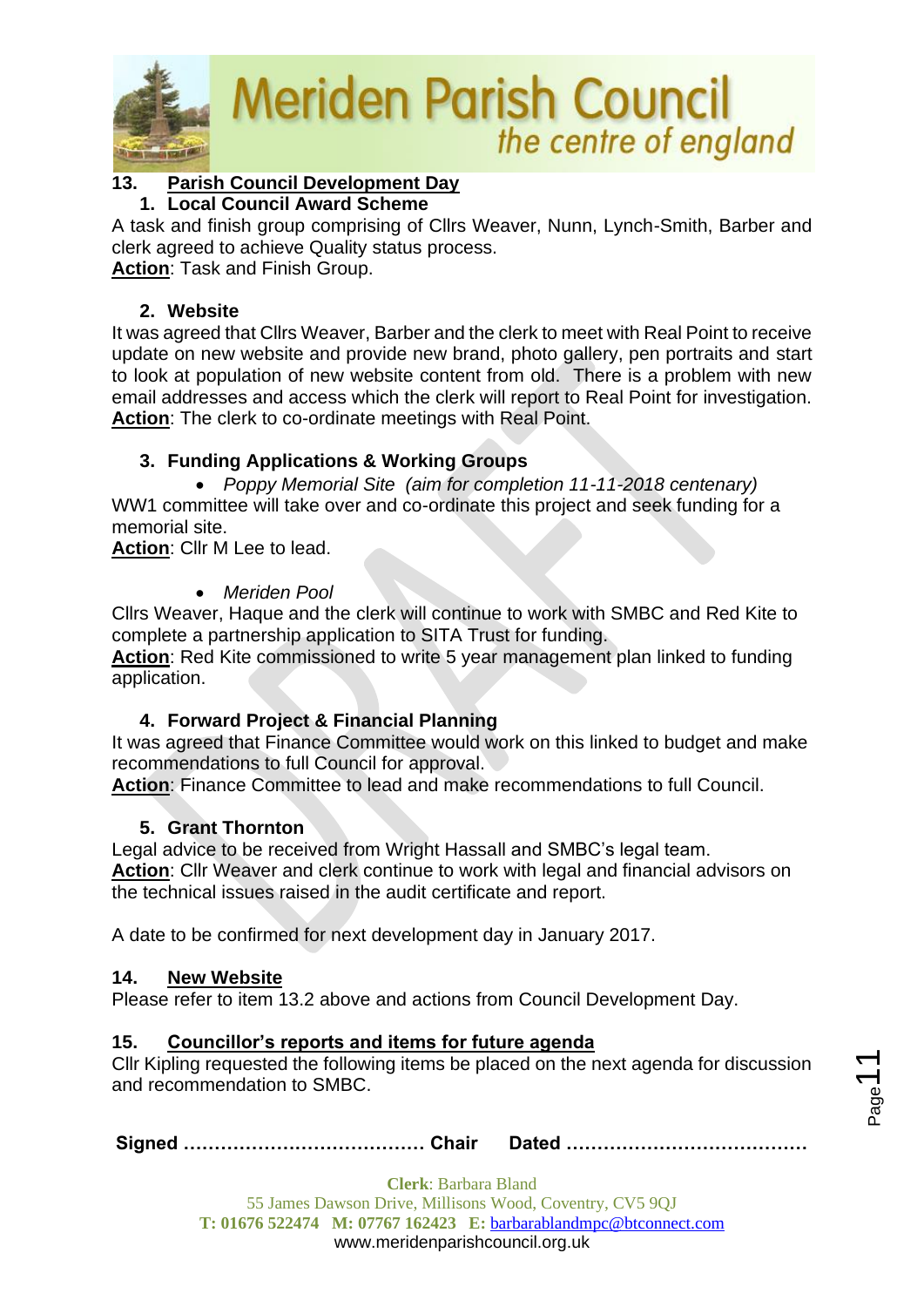## 13. Parish Council Development Day

### 1. Local Council Award Scheme

A task and finish group comprising of Cllrs Weaver, Nunn, Lynch-Smith, Barber and clerk agreed to achieve Quality status process.

**Action**: Task and Finish Group.

### 2. Website

It was agreed that Cllrs Weaver, Barber and the clerk to meet with Real Point to receive update on new website and provide new brand, photo gallery, pen portraits and start to look at population of new website content from old. There is a problem with new email addresses and access which the clerk will report to Real Point for investigation.

**Action**: The clerk to co-ordinate meetings with Real Point.

### 3. Funding Applications & Working Groups

- *Poppy Memorial Site (aim for completion 11-11-2018 centenary)*

WW1 committee will take over and co-ordinate this project and seek funding for a memorial site.

**Action**: Cllr M Lee to lead.

- *Meriden Pool*

Cllrs Weaver, Haque and the clerk will continue to work with SMBC and Red Kite to complete a partnership application to SITA Trust for funding.

**Action**: Red Kite commissioned to write 5 year management plan linked to funding application.

### 4. Forward Project & Financial Planning

It was agreed that Finance Committee would work on this linked to budget and make recommendations to full Council for approval.

**Action**: Finance Committee to lead and make recommendations to full Council.

### 5. Grant Thornton

Legal advice to be received from Wright Hassall and SMBC's legal team.

**Action**: Cllr Weaver and clerk continue to work with legal and financial advisors on the technical issues raised in the audit certificate and report.

A date to be confirmed for next development day in January 2017.

## 14. New Website

Please refer to item 13.2 above and actions from Council Development Day.

## 15. Councillor's reports and items for future agenda

Cllr Kipling requested the following items be placed on the next agenda for discussion and recommendation to SMBC.

**Signed ………………………………… Chair Dated …………………………………**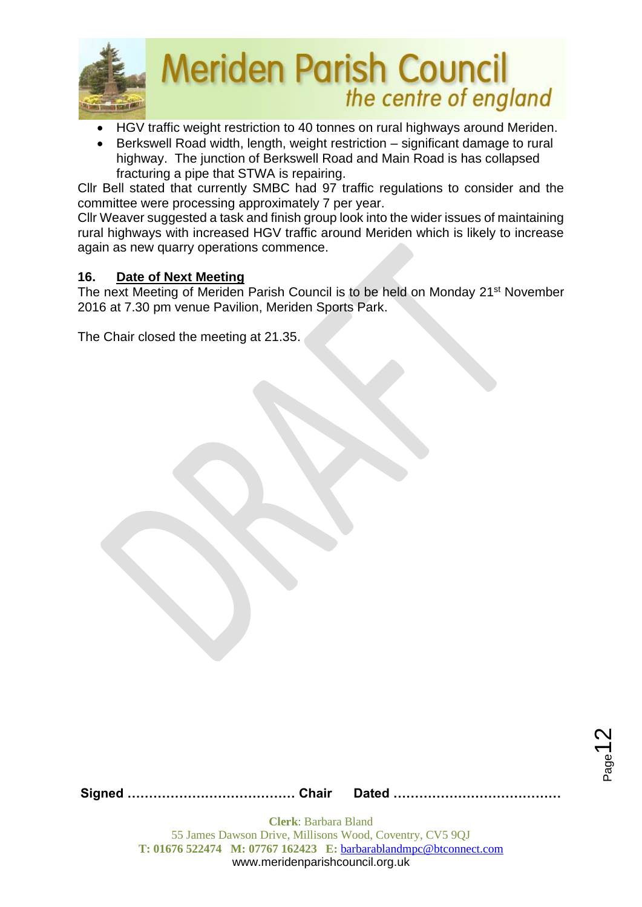- HGV traffic weight restriction to 40 tonnes on rural highways around Meriden.
- Berkswell Road width, length, weight restriction – significant damage to rural highway. The junction of Berkswell Road and Main Road is has collapsed fracturing a pipe that STWA is repairing.

Cllr Bell stated that currently SMBC had 97 traffic regulations to consider and the committee were processing approximately 7 per year.

Cllr Weaver suggested a task and finish group look into the wider issues of maintaining rural highways with increased HGV traffic around Meriden which is likely to increase again as new quarry operations commence.

**16. Date of Next Meeting**

The next Meeting of Meriden Parish Council is to be held on Monday 21st November 2016 at 7.30 pm venue Pavilion, Meriden Sports Park.

The Chair closed the meeting at 21.35.

**Signed ………………………………… Chair Dated …………………………………**